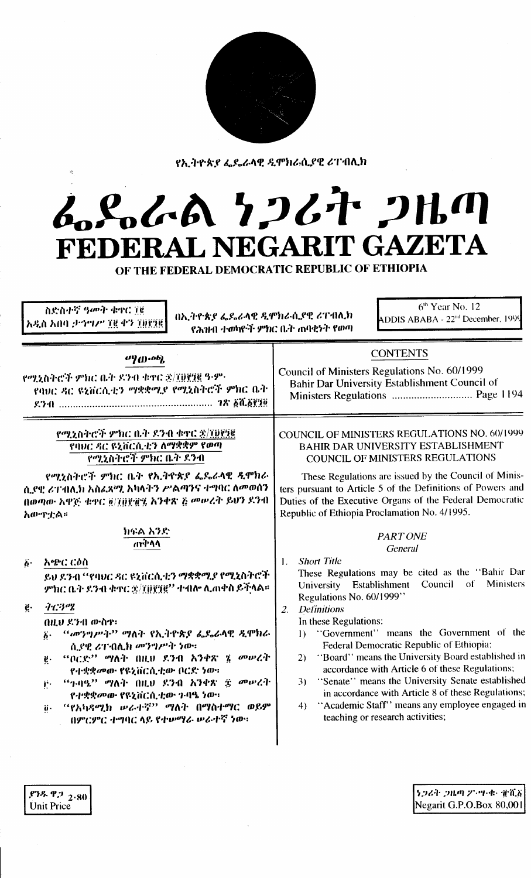የኢትዮጵያ ፌዴራላዊ ዲሞክራሲያዊ ሪፐብሊክ

# ፌዴራል ነጋሪት ጋዜጣ
# FEDERAL NEGARIT GAZETA
## OF THE FEDERAL DEMOCRATIC REPUBLIC OF ETHIOPIA

ስድስተኛ ዓመት ቁጥር ፲፪
አዲስ አበባ ታኅሣሥ ፲፪ ቀን ፲፱፻፺፪

በኢትዮጵያ ፌዴራላዊ ዲሞክራሲያዊ ሪፐብሊክ
የሕዝብ ተወካዮች ምክር ቤት ጠባቂነት የወጣ

6th Year No. 12
ADDIS ABABA - 22nd December, 1999

### ማውጫ

የሚኒስትሮች ምክር ቤት ደንብ ቁጥር ፷/፲፱፻፺፪ ዓ.ም.
የባህር ዳር ዩኒቨርሲቲን ማቋቋሚያ የሚኒስትሮች ምክር ቤት ደንብ ...................................... ገጽ ፩ሺ፩፻፺፬

### CONTENTS

Council of Ministers Regulations No. 60/1999
Bahir Dar University Establishment Council of Ministers Regulations ............................ Page 1194

### የሚኒስትሮች ምክር ቤት ደንብ ቁጥር ፷/፲፱፻፺፪
### የባህር ዳር ዩኒቨርሲቲን ለማቋቋም የወጣ
### የሚኒስትሮች ምክር ቤት ደንብ

የሚኒስትሮች ምክር ቤት የኢትዮጵያ ፌዴራላዊ ዲሞክራሲያዊ ሪፐብሊክ አስፈጻሚ አካላትን ሥልጣንና ተግባር ለመወሰን በወጣው አዋጅ ቁጥር ፬/፲፱፻፹፯ አንቀጽ ፭ መሠረት ይህን ደንብ አውጥቷል።

#### ክፍል አንድ
#### ጠቅላላ

፩· አጭር ርዕስ

ይህ ደንብ "የባህር ዳር ዩኒቨርሲቲን ማቋቋሚያ የሚኒስትሮች ምክር ቤት ደንብ ቁጥር ፷/፲፱፻፺፪" ተብሎ ሊጠቀስ ይችላል።

፪· ትርጓሜ

በዚህ ደንብ ውስጥ፦

፩· "መንግሥት" ማለት የኢትዮጵያ ፌዴራላዊ ዲሞክራሲያዊ ሪፐብሊክ መንግሥት ነው፤

፪· "ቦርድ" ማለት በዚህ ደንብ አንቀጽ ፮ መሠረት የተቋቋመው የዩኒቨርሲቲው ቦርድ ነው፤

፫· "ጉባዔ" ማለት በዚህ ደንብ አንቀጽ ፰ መሠረት የተቋቋመው የዩኒቨርሲቲው ጉባዔ ነው፤

፬· "የአካዳሚክ ሠራተኛ" ማለት በማስተማር ወይም በምርምር ተግባር ላይ የተሠማራ ሠራተኛ ነው፤

### COUNCIL OF MINISTERS REGULATIONS NO. 60/1999
### BAHIR DAR UNIVERSITY ESTABLISHMENT
### COUNCIL OF MINISTERS REGULATIONS

These Regulations are issued by the Council of Ministers pursuant to Article 5 of the Definitions of Powers and Duties of the Executive Organs of the Federal Democratic Republic of Ethiopia Proclamation No. 4/1995.

#### *PART ONE*
#### *General*

1. *Short Title*

These Regulations may be cited as the "Bahir Dar University Establishment Council of Ministers Regulations No. 60/1999"

2. *Definitions*

In these Regulations:

1) "Government" means the Government of the Federal Democratic Republic of Ethiopia;
2) "Board" means the University Board established in accordance with Article 6 of these Regulations;
3) "Senate" means the University Senate established in accordance with Article 8 of these Regulations;
4) "Academic Staff" means any employee engaged in teaching or research activities;

ያንዱ ዋጋ 2·80
Unit Price

ነጋሪት ጋዜጣ ፖ·ሣ·ቁ· ፹ሺ፩
Negarit G.P.O.Box 80,001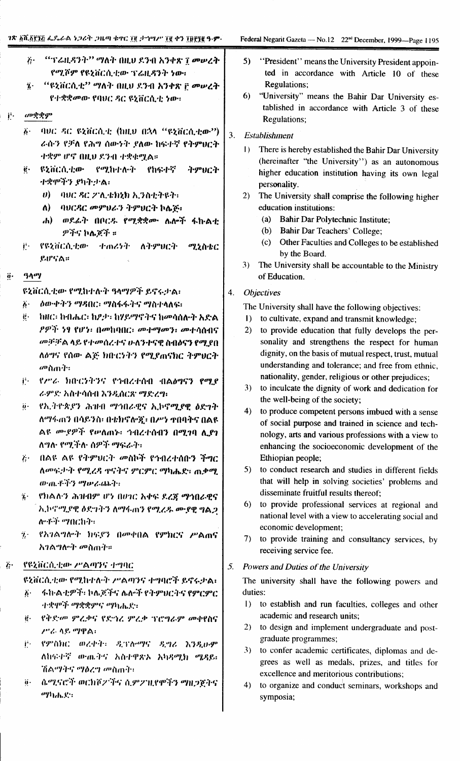፭· "ፕሬዚዳንት" ማለት በዚህ ደንብ አንቀጽ ፲ መሠረት የሚሾም የዩኒቨርሲቲው ፕሬዚዳንት ነው፣

፮· "ዩኒቨርሲቲ" ማለት በዚህ ደንብ አንቀጽ ፫ መሠረት የተቋቋመው የባህር ዳር ዩኒቨርሲቲ ነው፣

፫· **መቋቋም**

፩· ባህር ዳር ዩኒቨርሲቲ (ከዚህ በኋላ "ዩኒቨርሲቲው") ራሱን የቻለ የሕግ ሰውነት ያለው ከፍተኛ የትምህርት ተቋም ሆኖ በዚህ ደንብ ተቋቁሟል።

፪· ዩኒቨርሲቲው የሚከተሉት የከፍተኛ ትምህርት ተቋሞችን ያካትታል፣

ሀ) ባህር ዳር ፖሊቴክኒክ ኢንስቲትዩት፣

ለ) ባህርዳር መምህራን ትምህርት ኮሌጅ፣

ሐ) ወደፊት በቦርዱ የሚቋቋሙ ሌሎች ፋኩልቲዎችና ኮሌጆች ።

፫· የዩኒቨርሲቲው ተጠሪነት ለትምህርት ሚኒስቴር ይሆናል።

፬· **ዓላማ**

ዩኒቨርሲቲው የሚከተሉት ዓላማዎች ይኖሩታል፣

፩· ዕውቀትን ማዳበር፣ ማስፋፋትና ማስተላለፍ፣

፪· ከዘር፣ ከብሔር፣ ከፆታ፣ ከሃይማኖትና ከመሳሰሉት አድልዎች ነፃ የሆነ፣ በመከባበር፣ መተማመን፣ መተሳሰብና መቻቻል ላይ የተመሰረተና ሁለንተናዊ ስብዕናን የሚያበለጽግና የሰው ልጅ ክብርን የሚያጠናክር ትምህርት መስጠት፣

፫· የሥራ ክቡርነትንና የኅብረተሰብ ብልፅግናና የሚያራምድ አስተሳሰብ እንዲሰርጽ ማድረግ፣

፬· የኢትዮጵያን ሕዝብ ማኅበራዊና ኢኮኖሚያዊ ዕድገት ለማፋጠን በሳይንስ፣ በቴክኖሎጂ፣ በሥነ ጥበብና በልዩ ልዩ ሙያዎች የሠለጠኑ፣ ኅብረተሰብን በሚገባ ሊያገለግሉ የሚችሉ ሰዎች ማፍራት፣

፭· በልዩ ልዩ የትምህርት መስኮች የኅብረተሰቡን ችግር ለመፍታት የሚረዱ ጥናትና ምርምር ማካሔድ፣ ጠቃሚ ውጤቶችን ማሠራጨት፣

፮· የክልሉን ሕዝብም ሆነ በሀገር አቀፍ ደረጃ ማኅበራዊና ኢኮኖሚያዊ ዕድገትን ለማፋጠን የሚረዱ ሙያዊ ግልጋሎቶች ማበርከት፣

፯· የአገልግሎት ክፍያን በመቀበል የምክርና ሥልጠና አገልግሎት መስጠት።

፭· **የዩኒቨርሲቲው ሥልጣንና ተግባር**

ዩኒቨርሲቲው የሚከተሉት ሥልጣንና ተግባሮች ይኖሩታል፣

፩· ፋኩልቲዎች፣ ኮሌጆችና ሌሎች የትምህርትና የምርምር ተቋሞች ማቋቋምና ማካሔድ፣

፪· የቅድመ ምረቃና የድኅረ ምረቃ ፕሮግራም መቀየስና ሥራ ላይ ማዋል፣

፫· የምስክር ወረቀት፣ ዲፕሎማና ዲግሪ እንዲሁም ለከፍተኛ ውጤትና አስተዋጽኦ አክብሮሚክ ሜዳይ፣ ሽልማትና ማዕረግ መስጠት፣

፬· ሴሚናሮች ወርክሾፖችና ሲምፖዚየሞችን ማዘጋጀትና ማካሔድ፣

5) "President" means the University President appointed in accordance with Article 10 of these Regulations;

6) "University" means the Bahir Dar University established in accordance with Article 3 of these Regulations;

3. *Establishment*

1) There is hereby established the Bahir Dar University (hereinafter "the University") as an autonomous higher education institution having its own legal personality.

2) The University shall comprise the following higher education institutions:
   (a) Bahir Dar Polytechnic Institute;
   (b) Bahir Dar Teachers' College;
   (c) Other Faculties and Colleges to be established by the Board.

3) The University shall be accountable to the Ministry of Education.

4. *Objectives*

The University shall have the following objectives:

1) to cultivate, expand and transmit knowledge;

2) to provide education that fully develops the personality and strengthens the respect for human dignity, on the basis of mutual respect, trust, mutual understanding and tolerance; and free from ethnic, nationality, gender, religious or other prejudices;

3) to inculcate the dignity of work and dedication for the well-being of the society;

4) to produce competent persons imbued with a sense of social purpose and trained in science and technology, arts and various professions with a view to enhancing the socioeconomic development of the Ethiopian people;

5) to conduct research and studies in different fields that will help in solving societies' problems and disseminate fruitful results thereof;

6) to provide professional services at regional and national level with a view to accelerating social and economic development;

7) to provide training and consultancy services, by receiving service fee.

5. *Powers and Duties of the University*

The university shall have the following powers and duties:

1) to establish and run faculties, colleges and other academic and research units;

2) to design and implement undergraduate and postgraduate programmes;

3) to confer academic certificates, diplomas and degrees as well as medals, prizes, and titles for excellence and meritorious contributions;

4) to organize and conduct seminars, workshops and symposia;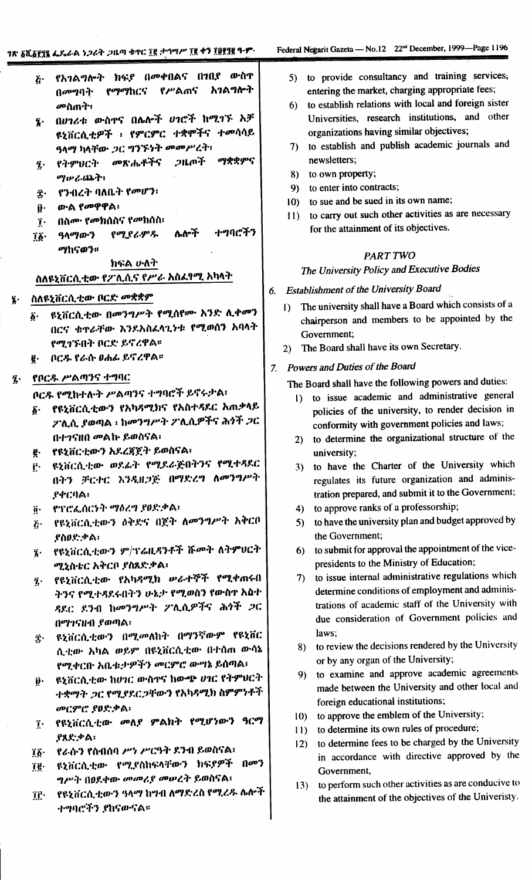፭· የአገልግሎት ክፍያ በመቀበልና በገበያ ውስጥ በመግባት የማማከርና የሥልጠና አገልግሎት መስጠት፣

፮· በሀገሪቱ ውስጥና በሌሎች ሀገሮች ከሚገኙ እቾ ዩኒቨርሲቲዎች ፣ የምርምር ተቋሞችና ተመሳሳይ ዓላማ ካላቸው ጋር ግንኙነት መመሥረት፣

፯· የትምህርት መጽሔቶችና ጋዜጦች ማቋቋምና ማሠራጨት፣

፰· የንብረት ባለቤት የመሆን፣

፱· ውል የመዋዋል፣

፲· በስሙ የመክሰስና የመከሰስ፣

፲፩· ዓላማውን የሚያራምዱ ሌሎች ተግባሮችን ማከናወን።

## ክፍል ሁለት

### ስለዩኒቨርሲቲው የፖሊሲና የሥራ አስፈፃሚ አካላት

፮· **ስለዩኒቨርሲቲው ቦርድ መቋቋም**

፩· ዩኒቨርሲቲው በመንግሥት የሚሰየሙ አንድ ሊቀመንበርና ቁጥራቸው እንደአስፈላጊነቱ የሚወሰን አባላት የሚገኙበት ቦርድ ይኖረዋል።

፪· ቦርዱ የራሱ ፀሐፊ ይኖረዋል።

፯· **የቦርዱ ሥልጣንና ተግባር**

ቦርዱ የሚከተሉት ሥልጣንና ተግባሮች ይኖሩታል፡

፩· የዩኒቨርሲቲውን የአካዳሚክና የአስተዳደር አጠቃላይ ፖሊሲ ያወጣል ፣ ከመንግሥት ፖሊሲዎችና ሕጎች ጋር በተገናዘበ መልኩ ይወስናል፣

፪· የዩኒቨርቲውን አደረጃጀት ይወስናል፣

፫· ዩኒቨርሲቲው ወደፊት የሚደራጅበትንና የሚተዳደር በትን ቻርተር እንዲዘጋጅ በማድረግ ለመንግሥት ያቀርባል፣

፬· የፕሮፌሰርነት ማዕረግ ያፀድቃል፣

፭· የዩኒቨርሲቲውን ዕቅድና በጀት ለመንግሥት አቅርቦ ያስፀድቃል፣

፮· የዩኒቨርሲቲውን ም/ፕሬዚዳንቶች ሹመት ለትምህርት ሚኒስቴር አቅርቦ ያስጸድቃል፣

፯· የዩኒቨርሲቲው የአካዳሚክ ሠራተኞች የሚቀጠሩበ ትንና የሚተዳደሩበትን ሁኔታ የሚወስን የውስጥ አስተ ዳደር ደንብ ከመንግሥት ፖሊሲዎችና ሕጎች ጋር በማገናዘብ ያወጣል፣

፰· ዩኒቨርሲቲውን በሚመለከት በማንኛውም የዩኒቨር ሲቲው አካል ወይም በዩኒቨርሲቲው በተሰጠ ውሳኔ የሚቀርቡ አቤቱታዎችን መርምሮ ውሳኔ ይሰጣል፣

፱· ዩኒቨርሲቲው ከሀገር ውስጥና ከውጭ ሀገር የትምህርት ተቋማት ጋር የሚያደርጋቸውን የአካዳሚክ ስምምነቶች መርምሮ ያፀድቃል፣

፲· የዩኒቨርሲቲው መለያ ምልክት የሚሆነውን ዓርማ ያጸድቃል፣

፲፩· የራሱን የስብሰባ ሥነ ሥርዓት ደንብ ይወስናል፣

፲፪· ዩኒቨርሲቲው የሚያስከፍላቸውን ክፍያዎች በመን ግሥት በፀደቀ መመሪያ መሠረት ይወስናል፣

፲፫· የዩኒቨርሲቲውን ዓላማ ከግብ ለማድረስ የሚረዱ ሌሎች ተግባሮችን ያከናውናል።

5) to provide consultancy and training services, entering the market, charging appropriate fees;

6) to establish relations with local and foreign sister Universities, research institutions, and other organizations having similar objectives;

7) to establish and publish academic journals and newsletters;

8) to own property;

9) to enter into contracts;

10) to sue and be sued in its own name;

11) to carry out such other activities as are necessary for the attainment of its objectives.

## *PART TWO*

### *The University Policy and Executive Bodies*

6. *Establishment of the University Board*

1) The university shall have a Board which consists of a chairperson and members to be appointed by the Government;

2) The Board shall have its own Secretary.

7. *Powers and Duties of the Board*

The Board shall have the following powers and duties:

1) to issue academic and administrative general policies of the university, to render decision in conformity with government policies and laws;

2) to determine the organizational structure of the university;

3) to have the Charter of the University which regulates its future organization and administration prepared, and submit it to the Government;

4) to approve ranks of a professorship;

5) to have the university plan and budget approved by the Government;

6) to submit for approval the appointment of the vice-presidents to the Ministry of Education;

7) to issue internal administrative regulations which determine conditions of employment and administrations of academic staff of the University with due consideration of Government policies and laws;

8) to review the decisions rendered by the University or by any organ of the University;

9) to examine and approve academic agreements made between the University and other local and foreign educational institutions;

10) to approve the emblem of the University;

11) to determine its own rules of procedure;

12) to determine fees to be charged by the University in accordance with directive approved by the Government,

13) to perform such other activities as are conducive to the attainment of the objectives of the Univeristy.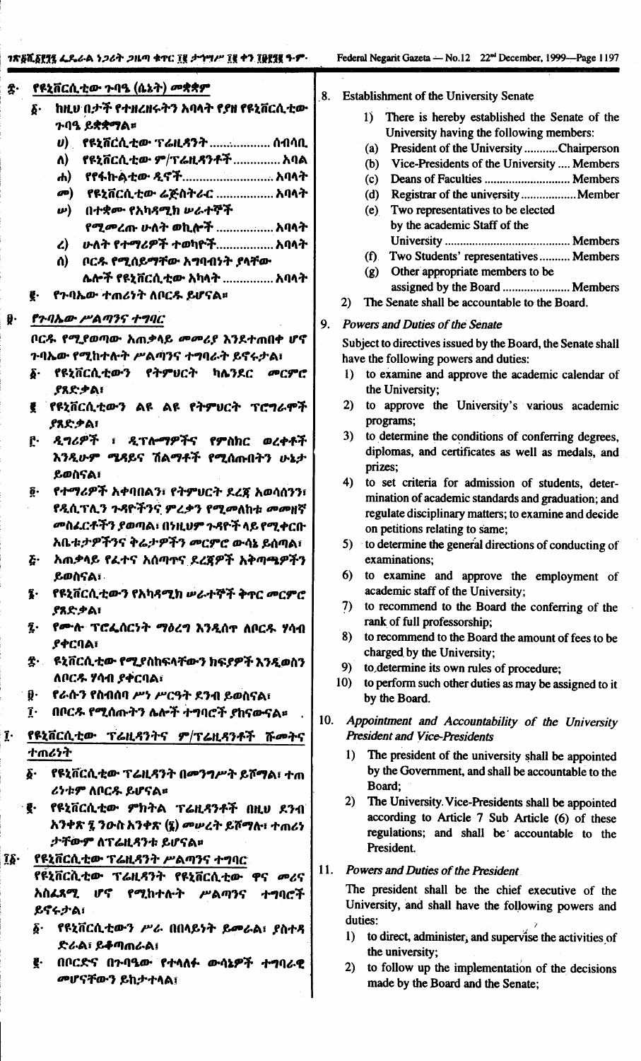## ፰· የዩኒቨርሲቲው ጉባዔ (ሴኔት) መቋቋም

፩· ከዚህ በታች የተዘረዘሩትን አባላት የያዘ የዩኒቨርሲቲው ጉባዔ ይቋቋማል።

ሀ) የዩኒቨርሲቲው ፕሬዚዳንት .................. ሰብሳቢ

ለ) የዩኒቨርሲቲው ም/ፕሬዚዳንቶች .............. አባል

ሐ) የየፋኩልቲው ዲኖች.......................... አባላት

መ) የዩኒቨርሲቲው ሬጅስትራር ................. አባላት

ሠ) በተቋሙ የአካዳሚክ ሠራተኞች የሚመረጡ ሁለት ወኪሎች ................. አባላት

ረ) ሁለት የተማሪዎች ተወካዮች................. አባላት

ሰ) ቦርዱ የሚሰይማቸው አግባብነት ያላቸው ሌሎች የዩኒቨርሲቲው አካላት ............... አባላት

፪· የጉባኤው ተጠሪነት ለቦርዱ ይሆናል።

## ፱· የጉባኤው ሥልጣንና ተግባር

ቦርዱ የሚያወጣው አጠቃላይ መመሪያ እንደተጠበቀ ሆኖ ጉባኤው የሚከተሉት ሥልጣንና ተግባራት ይኖሩታል፤

፩· የዩኒቨርሲቲውን የትምህርት ካሌንደር መርምሮ ያጸድቃል፤

፪· የዩኒቨርሲቲውን ልዩ ልዩ የትምህርት ፕሮግራሞች ያጸድቃል፤

፫· ዲግሪዎች ፣ ዲፕሎማዎችና የምስክር ወረቀቶች እንዲሁም ሜዳይና ሽልማቶች የሚሰጡበትን ሁኔታ ይወስናል፤

፬· የተማሪዎች አቀባበልን፣ የትምህርት ደረጃ አወሳሰንን፣ የዲሲፕሊን ጉዳዮችንና ምረቃን የሚመለከቱ መመዘኛ መስፈርቶችን ያወጣል፤ በነዚህም ጉዳዮች ላይ የሚቀርቡ አቤቱታዎችንና ሬታዎችን መርምሮ ውሳኔ ይሰጣል፤

፭· አጠቃላይ የፈተና አሰጣጥና ደረጃዎች አቅጣጫዎችን ይወስናል፤

፮· የዩኒቨርሲቲውን የአካዳሚክ ሠራተኞች ቅጥር መርምሮ ያጸድቃል፤

፯· የሙሉ ፕሮፌሰርነት ማዕረግ እንዲሰጥ ለቦርዱ ሃሳብ ያቀርባል፤

፰· ዩኒቨርሲቲው የሚያስከፍላቸውን ክፍያዎች እንዲወስን ለቦርዱ ሃሳብ ያቀርባል፤

፱· የራሱን የስብሰባ ሥነ ሥርዓት ደንብ ይወስናል፤

፲· በቦርዱ የሚሰጡትን ሌሎች ተግባሮች ያከናውናል።

## ፲· የዩኒቨርሲቲው ፕሬዚዳንትና ም/ፕሬዚዳንቶች ሹመትና ተጠሪነት

፩· የዩኒቨርሲቲው ፕሬዚዳንት በመንግሥት ይሾማል፣ ተጠሪነቱም ለቦርዱ ይሆናል።

፪· የዩኒቨርሲቲው ምክትል ፕሬዚዳንቶች በዚህ ደንብ አንቀጽ ፯ ንዑስ አንቀጽ (፮) መሠረት ይሾማሉ፣ ተጠሪነታቸውም ለፕሬዚዳንቱ ይሆናል።

## ፲፩· የዩኒቨርሲቲው ፕሬዚዳንት ሥልጣንና ተግባር

የዩኒቨርሲቲው ፕሬዚዳንት የዩኒቨርሲቲው ዋና መሪና አስፈጻሚ ሆኖ የሚከተሉት ሥልጣንና ተግባሮች ይኖሩታል፤

፩· የዩኒቨርሲቲውን ሥራ በበላይነት ይመራል፣ ያስተዳድራል፣ ይቆጣጠራል፤

፪· በቦርድና በጉባዔው የተላለፉ ውሳኔዎች ተግባራዊ መሆናቸውን ይከታተላል፤

## 8. Establishment of the University Senate

1) There is hereby established the Senate of the University having the following members:

(a) President of the University ...........Chairperson

(b) Vice-Presidents of the University .... Members

(c) Deans of Faculties ........................... Members

(d) Registrar of the university .................Member

(e) Two representatives to be elected by the academic Staff of the University ........................................ Members

(f) Two Students' representatives .......... Members

(g) Other appropriate members to be assigned by the Board ...................... Members

2) The Senate shall be accountable to the Board.

## 9. Powers and Duties of the Senate

Subject to directives issued by the Board, the Senate shall have the following powers and duties:

1) to examine and approve the academic calendar of the University;

2) to approve the University's various academic programs;

3) to determine the conditions of conferring degrees, diplomas, and certificates as well as medals, and prizes;

4) to set criteria for admission of students, determination of academic standards and graduation; and regulate disciplinary matters; to examine and decide on petitions relating to same;

5) to determine the general directions of conducting of examinations;

6) to examine and approve the employment of academic staff of the University;

7) to recommend to the Board the conferring of the rank of full professorship;

8) to recommend to the Board the amount of fees to be charged by the University;

9) to determine its own rules of procedure;

10) to perform such other duties as may be assigned to it by the Board.

## 10. Appointment and Accountability of the University President and Vice-Presidents

1) The president of the university shall be appointed by the Government, and shall be accountable to the Board;

2) The University Vice-Presidents shall be appointed according to Article 7 Sub Article (6) of these regulations; and shall be accountable to the President.

## 11. Powers and Duties of the President

The president shall be the chief executive of the University, and shall have the following powers and duties:

1) to direct, administer, and supervise the activities of the university;

2) to follow up the implementation of the decisions made by the Board and the Senate;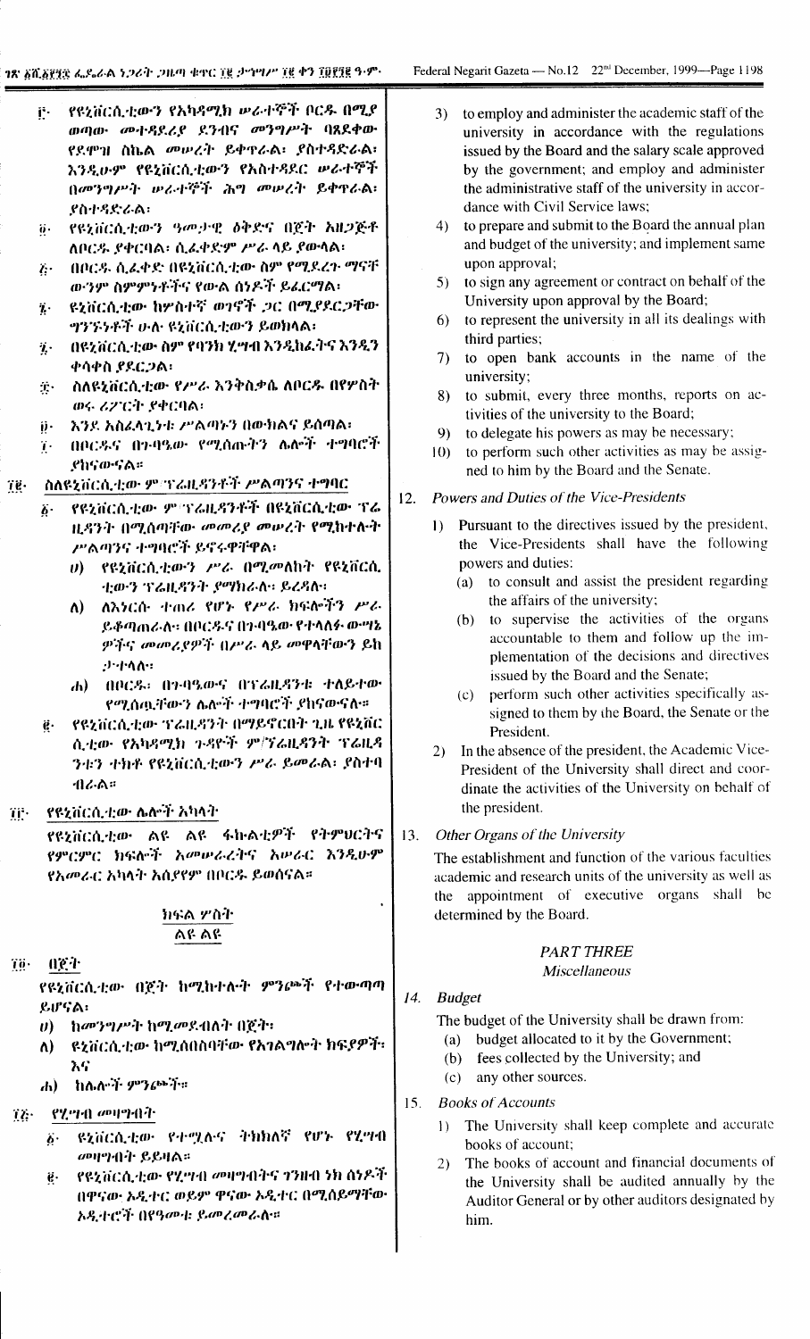፫· የዩኒቨርሲቲውን የአካዳሚክ ሠራተኞች ቦርዱ በሚያወጣው መተዳደሪያ ደንብና መንግሥት ባጸደቀው የደሞዝ ስኬል መሠረት ይቀጥራል፣ ያስተዳድራል፣ እንዲሁም የዩኒቨርሲቲውን የአስተዳደር ሠራተኞች በመንግሥት ሠራተኞች ሕግ መሠረት ይቀጥራል፣ ያስተዳድራል፣

፬· የዩኒቨርሲቲውን ዓመታዊ ዕቅድና በጀት አዘጋጅቶ ለቦርዱ ያቀርባል፣ ሲፈቀድም ሥራ ላይ ያውላል፣

፭· በቦርዱ ሲፈቀድ በዩኒቨርሲቲው ስም የሚደረጉ ማናቸውንም ስምምነቶችና የውል ሰነዶች ይፈርማል፣

፮· ዩኒቨርሲቲው ከሦስተኛ ወገኖች ጋር በሚያደርጋቸው ግንኙነቶች ሁሉ ዩኒቨርሲቲውን ይወክላል፣

፯· በዩኒቨርሲቲው ስም የባንክ ሒሳብ እንዲከፈትና እንዲንቀሳቀስ ያደርጋል፣

፰· ስለዩኒቨርሲቲው የሥራ እንቅስቃሴ ለቦርዱ በየሦስት ወሩ ሪፖርት ያቀርባል፣

፱· እንደ አስፈላጊነቱ ሥልጣኑን በውክልና ይሰጣል፣

፲· በቦርዱና በጉባዔው የሚሰጡትን ሌሎች ተግባሮች ያከናውናል።

፲፪· ስለዩኒቨርሲቲው ም/ፕሬዚዳንቶች ሥልጣንና ተግባር

፩· የዩኒቨርሲቲው ም/ፕሬዚዳንቶች በዩኒቨርሲቲው ፕሬዚዳንት በሚሰጣቸው መመሪያ መሠረት የሚከተሉት ሥልጣንና ተግባሮች ይኖሩዋቸዋል፣

ሀ) የዩኒቨርሲቲውን ሥራ በሚመለከት የዩኒቨርሲቲውን ፕሬዚዳንት ያማክራሉ፣ ይረዳሉ፣

ለ) ለእነርሱ ተጠሪ የሆኑ የሥራ ክፍሎችን ሥራ ይቆጣጠራሉ፣ በቦርዱና በጉባዔው የተላለፉ ውሣኔዎችና መመሪያዎች በሥራ ላይ መዋላቸውን ይከታተላሉ፣

ሐ) በቦርዱ፣ በጉባዔውና በፕሬዚዳንቱ ተለይተው የሚሰጧቸውን ሌሎች ተግባሮች ያከናውናሉ።

፪· የዩኒቨርሲቲው ፕሬዚዳንት በማይኖርበት ጊዜ የዩኒቨርሲቲው የአካዳሚክ ጉዳዮች ም/ፕሬዚዳንት ፕሬዚዳንቱን ተክቶ የዩኒቨርሲቲውን ሥራ ይመራል፣ ያስተባብራል።

፲፫· የዩኒቨርሲቲው ሌሎች አካላት

የዩኒቨርሲቲው ልዩ ልዩ ፋኩልቲዎች የትምህርትና የምርምር ክፍሎች አመሠራረትና አሠራር እንዲሁም የአመራር አካላት አሰያየም በቦርዱ ይወሰናል።

## ክፍል ሦስት
### ልዩ ልዩ

፲፬· በጀት

የዩኒቨርሲቲው በጀት ከሚከተሉት ምንጮች የተውጣጣ ይሆናል፣

ሀ) ከመንግሥት ከሚመደብለት በጀት፣

ለ) ዩኒቨርሲቲው ከሚሰበስባቸው የአገልግሎት ክፍያዎች፣ እና

ሐ) ከሌሎች ምንጮች።

፲፭· የሂሣብ መዛግብት

፩· ዩኒቨርሲቲው የተሟሉና ትክክለኛ የሆኑ የሂሣብ መዛግብት ይይዛል።

፪· የዩኒቨርሲቲው የሂሣብ መዛግብትና ገንዘብ ነክ ሰነዶች በዋናው ኦዲተር ወይም ዋናው ኦዲተር በሚሰይማቸው ኦዲተሮች በየዓመቱ ይመረመራሉ።

3) to employ and administer the academic staff of the university in accordance with the regulations issued by the Board and the salary scale approved by the government; and employ and administer the administrative staff of the university in accordance with Civil Service laws;

4) to prepare and submit to the Board the annual plan and budget of the university; and implement same upon approval;

5) to sign any agreement or contract on behalf of the University upon approval by the Board;

6) to represent the university in all its dealings with third parties;

7) to open bank accounts in the name of the university;

8) to submit, every three months, reports on activities of the university to the Board;

9) to delegate his powers as may be necessary;

10) to perform such other activities as may be assigned to him by the Board and the Senate.

12. Powers and Duties of the Vice-Presidents

1) Pursuant to the directives issued by the president, the Vice-Presidents shall have the following powers and duties:

(a) to consult and assist the president regarding the affairs of the university;

(b) to supervise the activities of the organs accountable to them and follow up the implementation of the decisions and directives issued by the Board and the Senate;

(c) perform such other activities specifically assigned to them by the Board, the Senate or the President.

2) In the absence of the president, the Academic Vice-President of the University shall direct and coordinate the activities of the University on behalf of the president.

13. *Other Organs of the University*

The establishment and function of the various faculties academic and research units of the university as well as the appointment of executive organs shall be determined by the Board.

## *PART THREE*
### *Miscellaneous*

14. *Budget*

The budget of the University shall be drawn from:

(a) budget allocated to it by the Government;

(b) fees collected by the University; and

(c) any other sources.

15. *Books of Accounts*

1) The University shall keep complete and accurate books of account;

2) The books of account and financial documents of the University shall be audited annually by the Auditor General or by other auditors designated by him.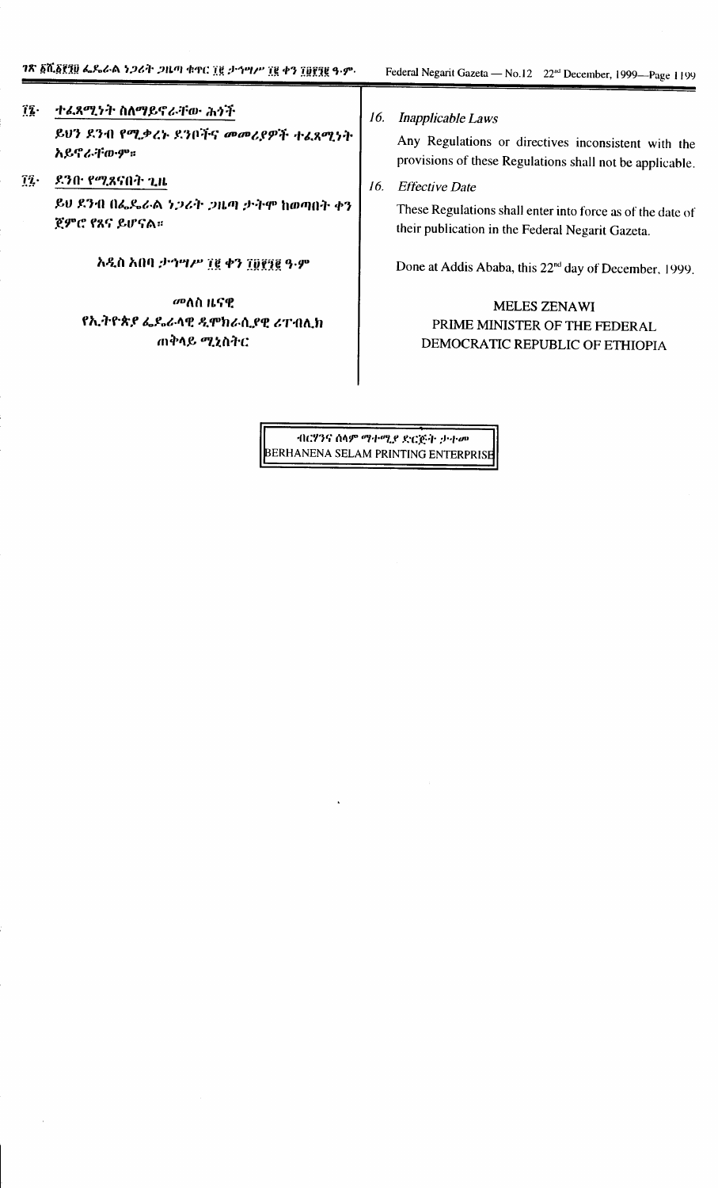፲፮· ተፈጻሚነት ስለማይኖራቸው ሕጎች

ይህን ደንብ የሚቃረኑ ደንቦችና መመሪያዎች ተፈጻሚነት አይኖራቸውም።

፲፯· ደንቡ የሚጸናበት ጊዜ

ይህ ደንብ በፌዴራል ነጋሪት ጋዜጣ ታትሞ ከወጣበት ቀን ጀምሮ የጸና ይሆናል።

አዲስ አበባ ታኅሣሥ ፲፪ ቀን ፲፱፻፺፪ ዓ·ም

መለስ ዜናዊ

የኢትዮጵያ ፌዴራላዊ ዲሞክራሲያዊ ሪፐብሊክ ጠቅላይ ሚኒስትር

*16. Inapplicable Laws*

Any Regulations or directives inconsistent with the provisions of these Regulations shall not be applicable.

*16. Effective Date*

These Regulations shall enter into force as of the date of their publication in the Federal Negarit Gazeta.

Done at Addis Ababa, this 22[nd] day of December, 1999.

MELES ZENAWI

PRIME MINISTER OF THE FEDERAL DEMOCRATIC REPUBLIC OF ETHIOPIA

ብርሃንና ሰላም ማተሚያ ድርጅት ታተመ

BERHANENA SELAM PRINTING ENTERPRISE